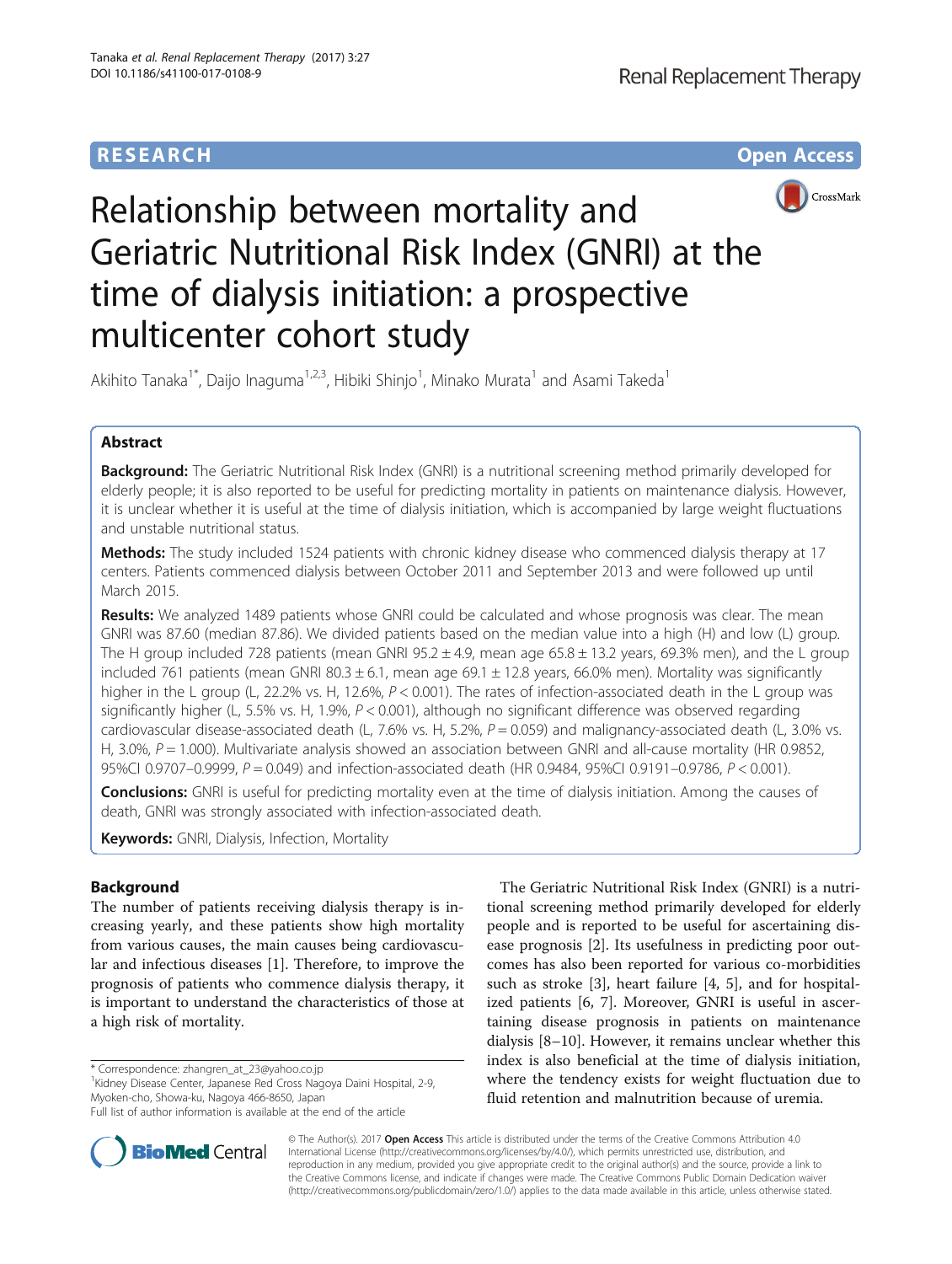RESEARCH

Open Access

# Relationship between mortality and Geriatric Nutritional Risk Index (GNRI) at the time of dialysis initiation: a prospective multicenter cohort study

Akihito Tanaka[1*], Daijo Inaguma[1,2,3], Hibiki Shinjo[1], Minako Murata[1] and Asami Takeda[1]

## Abstract

**Background:** The Geriatric Nutritional Risk Index (GNRI) is a nutritional screening method primarily developed for elderly people; it is also reported to be useful for predicting mortality in patients on maintenance dialysis. However, it is unclear whether it is useful at the time of dialysis initiation, which is accompanied by large weight fluctuations and unstable nutritional status.

**Methods:** The study included 1524 patients with chronic kidney disease who commenced dialysis therapy at 17 centers. Patients commenced dialysis between October 2011 and September 2013 and were followed up until March 2015.

**Results:** We analyzed 1489 patients whose GNRI could be calculated and whose prognosis was clear. The mean GNRI was 87.60 (median 87.86). We divided patients based on the median value into a high (H) and low (L) group. The H group included 728 patients (mean GNRI 95.2 ± 4.9, mean age 65.8 ± 13.2 years, 69.3% men), and the L group included 761 patients (mean GNRI 80.3 ± 6.1, mean age 69.1 ± 12.8 years, 66.0% men). Mortality was significantly higher in the L group (L, 22.2% vs. H, 12.6%, $P < 0.001$). The rates of infection-associated death in the L group was significantly higher (L, 5.5% vs. H, 1.9%, $P < 0.001$), although no significant difference was observed regarding cardiovascular disease-associated death (L, 7.6% vs. H, 5.2%, $P = 0.059$) and malignancy-associated death (L, 3.0% vs. H, 3.0%, $P = 1.000$). Multivariate analysis showed an association between GNRI and all-cause mortality (HR 0.9852, 95%CI 0.9707–0.9999, $P = 0.049$) and infection-associated death (HR 0.9484, 95%CI 0.9191–0.9786, $P < 0.001$).

**Conclusions:** GNRI is useful for predicting mortality even at the time of dialysis initiation. Among the causes of death, GNRI was strongly associated with infection-associated death.

**Keywords:** GNRI, Dialysis, Infection, Mortality

## Background

The number of patients receiving dialysis therapy is increasing yearly, and these patients show high mortality from various causes, the main causes being cardiovascular and infectious diseases [1]. Therefore, to improve the prognosis of patients who commence dialysis therapy, it is important to understand the characteristics of those at a high risk of mortality.

The Geriatric Nutritional Risk Index (GNRI) is a nutritional screening method primarily developed for elderly people and is reported to be useful for ascertaining disease prognosis [2]. Its usefulness in predicting poor outcomes has also been reported for various co-morbidities such as stroke [3], heart failure [4, 5], and for hospitalized patients [6, 7]. Moreover, GNRI is useful in ascertaining disease prognosis in patients on maintenance dialysis [8–10]. However, it remains unclear whether this index is also beneficial at the time of dialysis initiation, where the tendency exists for weight fluctuation due to fluid retention and malnutrition because of uremia.

\* Correspondence: zhangren_at_23@yahoo.co.jp
[1]Kidney Disease Center, Japanese Red Cross Nagoya Daini Hospital, 2-9, Myoken-cho, Showa-ku, Nagoya 466-8650, Japan
Full list of author information is available at the end of the article

© The Author(s). 2017 **Open Access** This article is distributed under the terms of the Creative Commons Attribution 4.0 International License (http://creativecommons.org/licenses/by/4.0/), which permits unrestricted use, distribution, and reproduction in any medium, provided you give appropriate credit to the original author(s) and the source, provide a link to the Creative Commons license, and indicate if changes were made. The Creative Commons Public Domain Dedication waiver (http://creativecommons.org/publicdomain/zero/1.0/) applies to the data made available in this article, unless otherwise stated.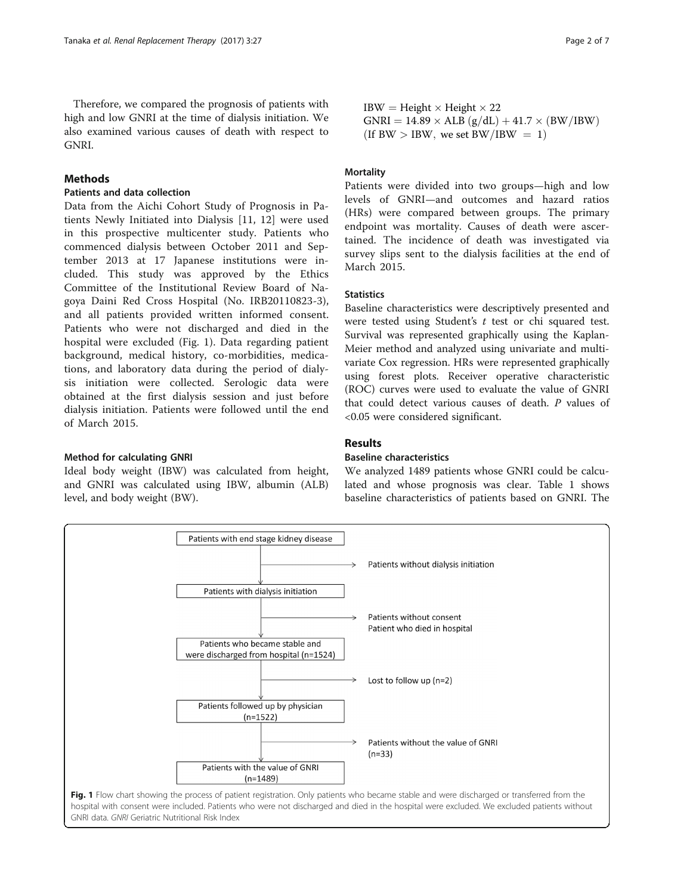Therefore, we compared the prognosis of patients with high and low GNRI at the time of dialysis initiation. We also examined various causes of death with respect to GNRI.

## Methods

### Patients and data collection

Data from the Aichi Cohort Study of Prognosis in Patients Newly Initiated into Dialysis [11, 12] were used in this prospective multicenter study. Patients who commenced dialysis between October 2011 and September 2013 at 17 Japanese institutions were included. This study was approved by the Ethics Committee of the Institutional Review Board of Nagoya Daini Red Cross Hospital (No. IRB20110823-3), and all patients provided written informed consent. Patients who were not discharged and died in the hospital were excluded (Fig. 1). Data regarding patient background, medical history, co-morbidities, medications, and laboratory data during the period of dialysis initiation were collected. Serologic data were obtained at the first dialysis session and just before dialysis initiation. Patients were followed until the end of March 2015.

### Method for calculating GNRI

Ideal body weight (IBW) was calculated from height, and GNRI was calculated using IBW, albumin (ALB) level, and body weight (BW).

$$\mathrm{IBW} = \mathrm{Height} \times \mathrm{Height} \times 22$$

$$\mathrm{GNRI} = 14.89 \times \mathrm{ALB}\ (\mathrm{g/dL}) + 41.7 \times (\mathrm{BW}/\mathrm{IBW})$$

$$(\text{If BW} > \text{IBW, we set BW/IBW} = 1)$$

### Mortality

Patients were divided into two groups—high and low levels of GNRI—and outcomes and hazard ratios (HRs) were compared between groups. The primary endpoint was mortality. Causes of death were ascertained. The incidence of death was investigated via survey slips sent to the dialysis facilities at the end of March 2015.

### Statistics

Baseline characteristics were descriptively presented and were tested using Student's *t* test or chi squared test. Survival was represented graphically using the Kaplan-Meier method and analyzed using univariate and multivariate Cox regression. HRs were represented graphically using forest plots. Receiver operative characteristic (ROC) curves were used to evaluate the value of GNRI that could detect various causes of death. *P* values of <0.05 were considered significant.

## Results

### Baseline characteristics

We analyzed 1489 patients whose GNRI could be calculated and whose prognosis was clear. Table 1 shows baseline characteristics of patients based on GNRI. The

Patients with end stage kidney disease
→ Patients without dialysis initiation

Patients with dialysis initiation
→ Patients without consent; Patient who died in hospital

Patients who became stable and were discharged from hospital (n=1524)
→ Lost to follow up (n=2)

Patients followed up by physician (n=1522)
→ Patients without the value of GNRI (n=33)

Patients with the value of GNRI (n=1489)

**Fig. 1** Flow chart showing the process of patient registration. Only patients who became stable and were discharged or transferred from the hospital with consent were included. Patients who were not discharged and died in the hospital were excluded. We excluded patients without GNRI data. *GNRI* Geriatric Nutritional Risk Index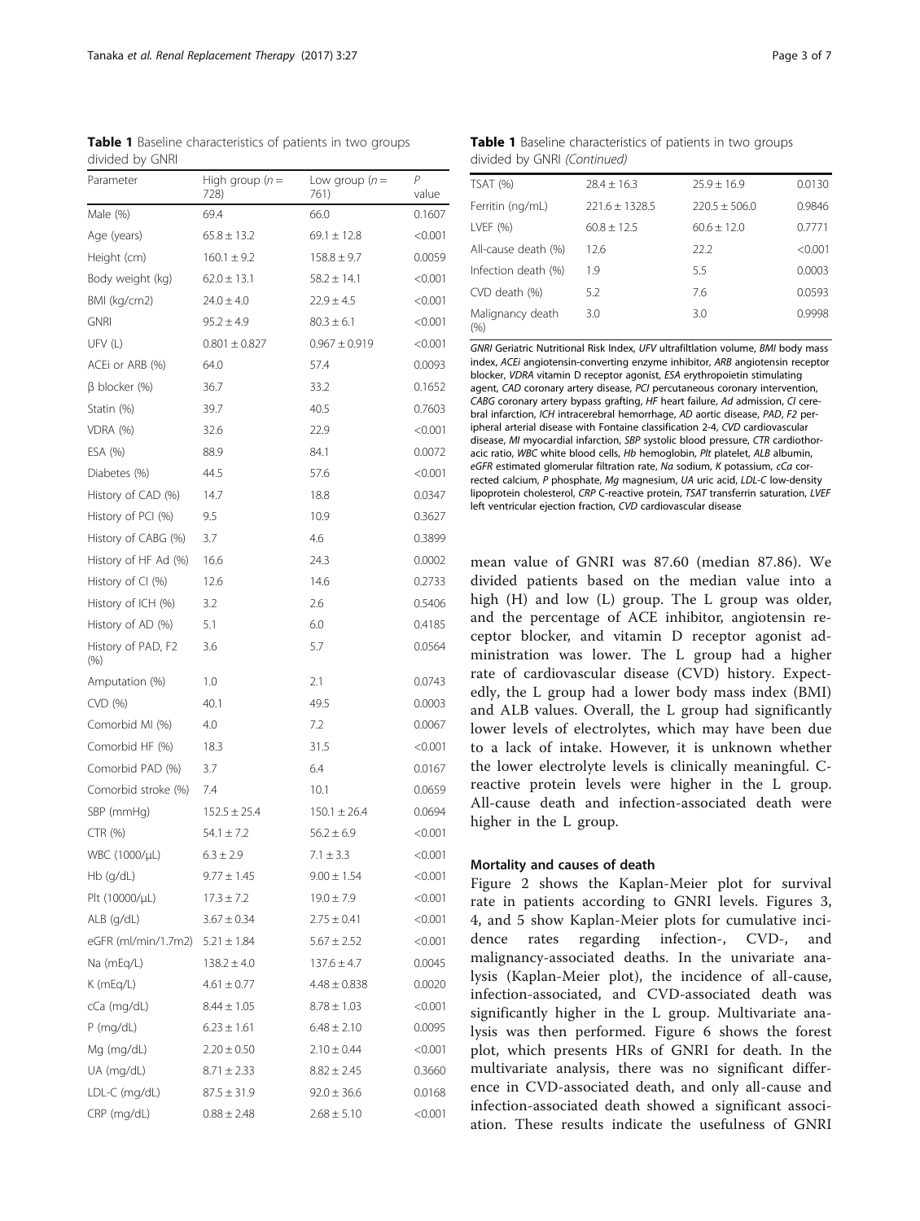**Table 1** Baseline characteristics of patients in two groups divided by GNRI

| Parameter | High group (n = 728) | Low group (n = 761) | P value |
|---|---|---|---|
| Male (%) | 69.4 | 66.0 | 0.1607 |
| Age (years) | 65.8 ± 13.2 | 69.1 ± 12.8 | <0.001 |
| Height (cm) | 160.1 ± 9.2 | 158.8 ± 9.7 | 0.0059 |
| Body weight (kg) | 62.0 ± 13.1 | 58.2 ± 14.1 | <0.001 |
| BMI (kg/cm2) | 24.0 ± 4.0 | 22.9 ± 4.5 | <0.001 |
| GNRI | 95.2 ± 4.9 | 80.3 ± 6.1 | <0.001 |
| UFV (L) | 0.801 ± 0.827 | 0.967 ± 0.919 | <0.001 |
| ACEi or ARB (%) | 64.0 | 57.4 | 0.0093 |
| β blocker (%) | 36.7 | 33.2 | 0.1652 |
| Statin (%) | 39.7 | 40.5 | 0.7603 |
| VDRA (%) | 32.6 | 22.9 | <0.001 |
| ESA (%) | 88.9 | 84.1 | 0.0072 |
| Diabetes (%) | 44.5 | 57.6 | <0.001 |
| History of CAD (%) | 14.7 | 18.8 | 0.0347 |
| History of PCI (%) | 9.5 | 10.9 | 0.3627 |
| History of CABG (%) | 3.7 | 4.6 | 0.3899 |
| History of HF Ad (%) | 16.6 | 24.3 | 0.0002 |
| History of CI (%) | 12.6 | 14.6 | 0.2733 |
| History of ICH (%) | 3.2 | 2.6 | 0.5406 |
| History of AD (%) | 5.1 | 6.0 | 0.4185 |
| History of PAD, F2 (%) | 3.6 | 5.7 | 0.0564 |
| Amputation (%) | 1.0 | 2.1 | 0.0743 |
| CVD (%) | 40.1 | 49.5 | 0.0003 |
| Comorbid MI (%) | 4.0 | 7.2 | 0.0067 |
| Comorbid HF (%) | 18.3 | 31.5 | <0.001 |
| Comorbid PAD (%) | 3.7 | 6.4 | 0.0167 |
| Comorbid stroke (%) | 7.4 | 10.1 | 0.0659 |
| SBP (mmHg) | 152.5 ± 25.4 | 150.1 ± 26.4 | 0.0694 |
| CTR (%) | 54.1 ± 7.2 | 56.2 ± 6.9 | <0.001 |
| WBC (1000/μL) | 6.3 ± 2.9 | 7.1 ± 3.3 | <0.001 |
| Hb (g/dL) | 9.77 ± 1.45 | 9.00 ± 1.54 | <0.001 |
| Plt (10000/μL) | 17.3 ± 7.2 | 19.0 ± 7.9 | <0.001 |
| ALB (g/dL) | 3.67 ± 0.34 | 2.75 ± 0.41 | <0.001 |
| eGFR (ml/min/1.7m2) | 5.21 ± 1.84 | 5.67 ± 2.52 | <0.001 |
| Na (mEq/L) | 138.2 ± 4.0 | 137.6 ± 4.7 | 0.0045 |
| K (mEq/L) | 4.61 ± 0.77 | 4.48 ± 0.838 | 0.0020 |
| cCa (mg/dL) | 8.44 ± 1.05 | 8.78 ± 1.03 | <0.001 |
| P (mg/dL) | 6.23 ± 1.61 | 6.48 ± 2.10 | 0.0095 |
| Mg (mg/dL) | 2.20 ± 0.50 | 2.10 ± 0.44 | <0.001 |
| UA (mg/dL) | 8.71 ± 2.33 | 8.82 ± 2.45 | 0.3660 |
| LDL-C (mg/dL) | 87.5 ± 31.9 | 92.0 ± 36.6 | 0.0168 |
| CRP (mg/dL) | 0.88 ± 2.48 | 2.68 ± 5.10 | <0.001 |
| TSAT (%) | 28.4 ± 16.3 | 25.9 ± 16.9 | 0.0130 |
| Ferritin (ng/mL) | 221.6 ± 1328.5 | 220.5 ± 506.0 | 0.9846 |
| LVEF (%) | 60.8 ± 12.5 | 60.6 ± 12.0 | 0.7771 |
| All-cause death (%) | 12.6 | 22.2 | <0.001 |
| Infection death (%) | 1.9 | 5.5 | 0.0003 |
| CVD death (%) | 5.2 | 7.6 | 0.0593 |
| Malignancy death (%) | 3.0 | 3.0 | 0.9998 |

*GNRI* Geriatric Nutritional Risk Index, *UFV* ultrafiltlation volume, *BMI* body mass index, *ACEi* angiotensin-converting enzyme inhibitor, *ARB* angiotensin receptor blocker, *VDRA* vitamin D receptor agonist, *ESA* erythropoietin stimulating agent, *CAD* coronary artery disease, *PCI* percutaneous coronary intervention, *CABG* coronary artery bypass grafting, *HF* heart failure, *Ad* admission, *CI* cerebral infarction, *ICH* intracerebral hemorrhage, *AD* aortic disease, *PAD*, *F2* peripheral arterial disease with Fontaine classification 2-4, *CVD* cardiovascular disease, *MI* myocardial infarction, *SBP* systolic blood pressure, *CTR* cardiothoracic ratio, *WBC* white blood cells, *Hb* hemoglobin, *Plt* platelet, *ALB* albumin, *eGFR* estimated glomerular filtration rate, *Na* sodium, *K* potassium, *cCa* corrected calcium, *P* phosphate, *Mg* magnesium, *UA* uric acid, *LDL-C* low-density lipoprotein cholesterol, *CRP* C-reactive protein, *TSAT* transferrin saturation, *LVEF* left ventricular ejection fraction, *CVD* cardiovascular disease

mean value of GNRI was 87.60 (median 87.86). We divided patients based on the median value into a high (H) and low (L) group. The L group was older, and the percentage of ACE inhibitor, angiotensin receptor blocker, and vitamin D receptor agonist administration was lower. The L group had a higher rate of cardiovascular disease (CVD) history. Expectedly, the L group had a lower body mass index (BMI) and ALB values. Overall, the L group had significantly lower levels of electrolytes, which may have been due to a lack of intake. However, it is unknown whether the lower electrolyte levels is clinically meaningful. C-reactive protein levels were higher in the L group. All-cause death and infection-associated death were higher in the L group.

### Mortality and causes of death

Figure 2 shows the Kaplan-Meier plot for survival rate in patients according to GNRI levels. Figures 3, 4, and 5 show Kaplan-Meier plots for cumulative incidence rates regarding infection-, CVD-, and malignancy-associated deaths. In the univariate analysis (Kaplan-Meier plot), the incidence of all-cause, infection-associated, and CVD-associated death was significantly higher in the L group. Multivariate analysis was then performed. Figure 6 shows the forest plot, which presents HRs of GNRI for death. In the multivariate analysis, there was no significant difference in CVD-associated death, and only all-cause and infection-associated death showed a significant association. These results indicate the usefulness of GNRI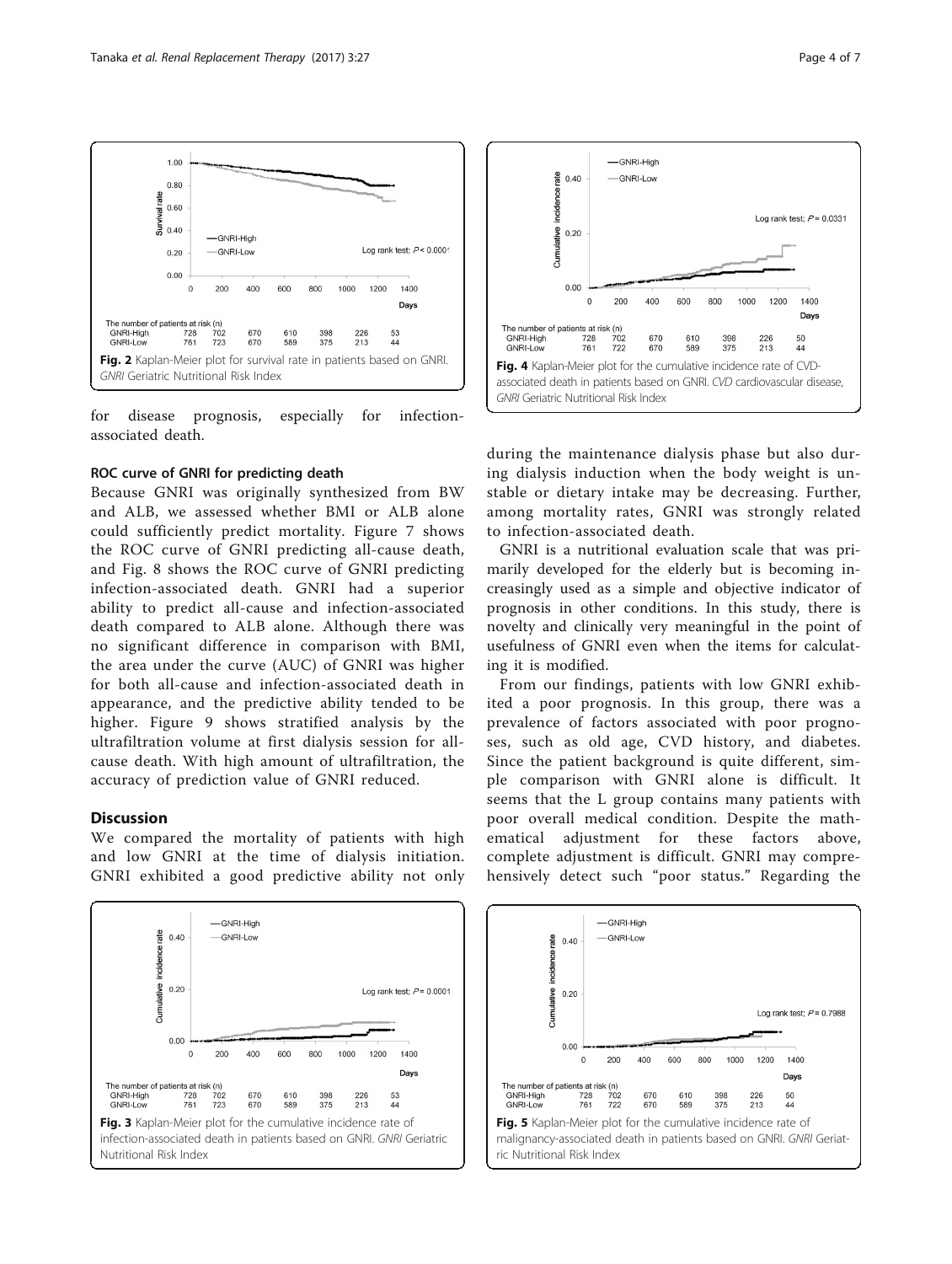Fig. 2 Kaplan-Meier plot for survival rate in patients based on GNRI. *GNRI* Geriatric Nutritional Risk Index

for disease prognosis, especially for infection-associated death.

#### ROC curve of GNRI for predicting death

Because GNRI was originally synthesized from BW and ALB, we assessed whether BMI or ALB alone could sufficiently predict mortality. Figure 7 shows the ROC curve of GNRI predicting all-cause death, and Fig. 8 shows the ROC curve of GNRI predicting infection-associated death. GNRI had a superior ability to predict all-cause and infection-associated death compared to ALB alone. Although there was no significant difference in comparison with BMI, the area under the curve (AUC) of GNRI was higher for both all-cause and infection-associated death in appearance, and the predictive ability tended to be higher. Figure 9 shows stratified analysis by the ultrafiltration volume at first dialysis session for all-cause death. With high amount of ultrafiltration, the accuracy of prediction value of GNRI reduced.

## Discussion

We compared the mortality of patients with high and low GNRI at the time of dialysis initiation. GNRI exhibited a good predictive ability not only during the maintenance dialysis phase but also during dialysis induction when the body weight is unstable or dietary intake may be decreasing. Further, among mortality rates, GNRI was strongly related to infection-associated death.

GNRI is a nutritional evaluation scale that was primarily developed for the elderly but is becoming increasingly used as a simple and objective indicator of prognosis in other conditions. In this study, there is novelty and clinically very meaningful in the point of usefulness of GNRI even when the items for calculating it is modified.

From our findings, patients with low GNRI exhibited a poor prognosis. In this group, there was a prevalence of factors associated with poor prognoses, such as old age, CVD history, and diabetes. Since the patient background is quite different, simple comparison with GNRI alone is difficult. It seems that the L group contains many patients with poor overall medical condition. Despite the mathematical adjustment for these factors above, complete adjustment is difficult. GNRI may comprehensively detect such "poor status." Regarding the

Fig. 3 Kaplan-Meier plot for the cumulative incidence rate of infection-associated death in patients based on GNRI. *GNRI* Geriatric Nutritional Risk Index

Fig. 4 Kaplan-Meier plot for the cumulative incidence rate of CVD-associated death in patients based on GNRI. *CVD* cardiovascular disease, *GNRI* Geriatric Nutritional Risk Index

Fig. 5 Kaplan-Meier plot for the cumulative incidence rate of malignancy-associated death in patients based on GNRI. *GNRI* Geriatric Nutritional Risk Index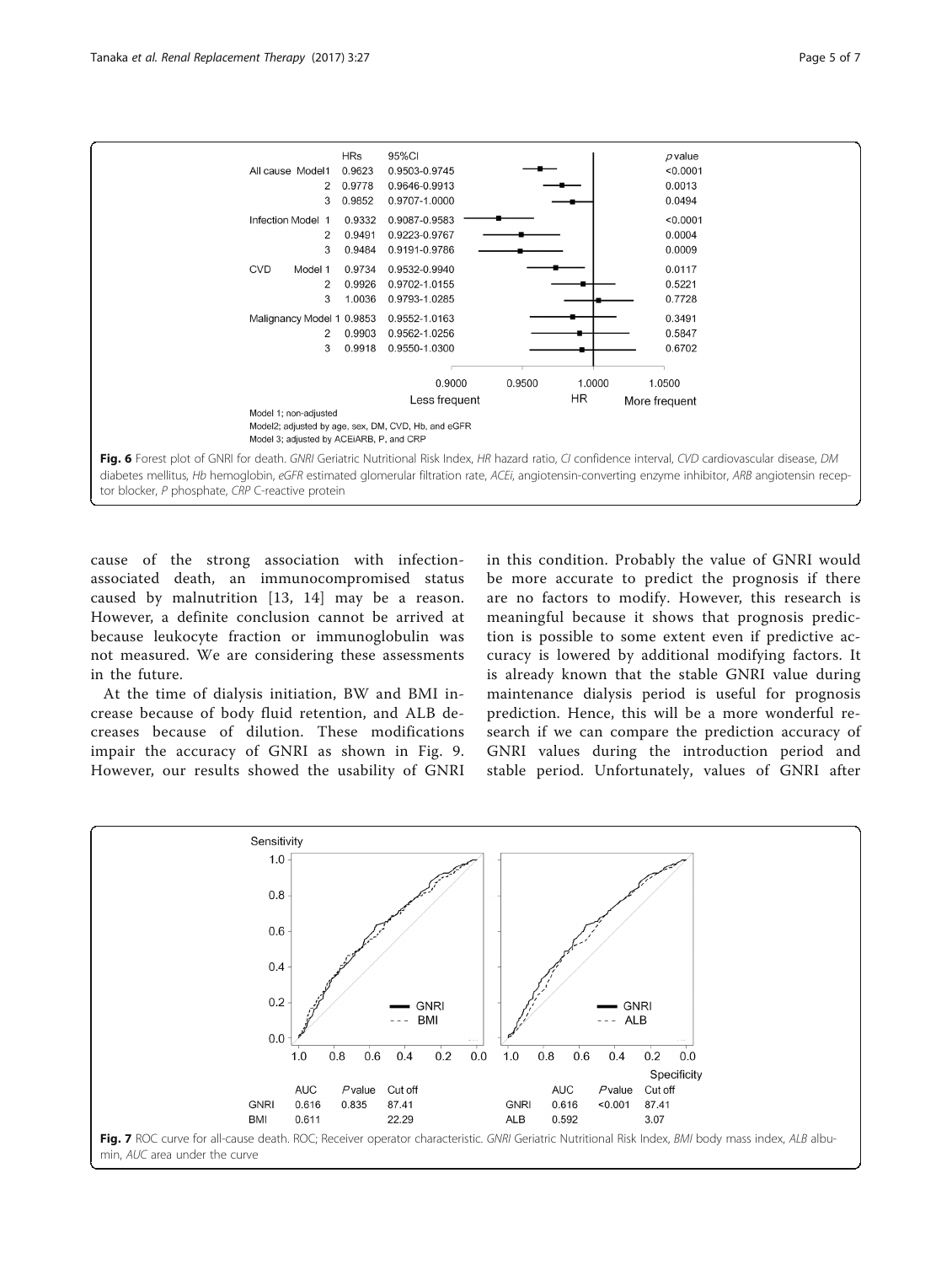| | HRs | 95%CI | p value |
|---|---|---|---|
| All cause Model 1 | 0.9623 | 0.9503-0.9745 | <0.0001 |
| 2 | 0.9778 | 0.9646-0.9913 | 0.0013 |
| 3 | 0.9852 | 0.9707-1.0000 | 0.0494 |
| Infection Model 1 | 0.9332 | 0.9087-0.9583 | <0.0001 |
| 2 | 0.9491 | 0.9223-0.9767 | 0.0004 |
| 3 | 0.9484 | 0.9191-0.9786 | 0.0009 |
| CVD Model 1 | 0.9734 | 0.9532-0.9940 | 0.0117 |
| 2 | 0.9926 | 0.9702-1.0155 | 0.5221 |
| 3 | 1.0036 | 0.9793-1.0285 | 0.7728 |
| Malignancy Model 1 | 0.9853 | 0.9552-1.0163 | 0.3491 |
| 2 | 0.9903 | 0.9562-1.0256 | 0.5847 |
| 3 | 0.9918 | 0.9550-1.0300 | 0.6702 |

Model 1; non-adjusted
Model2; adjusted by age, sex, DM, CVD, Hb, and eGFR
Model 3; adjusted by ACEiARB, P, and CRP

**Fig. 6** Forest plot of GNRI for death. *GNRI* Geriatric Nutritional Risk Index, *HR* hazard ratio, *CI* confidence interval, *CVD* cardiovascular disease, *DM* diabetes mellitus, *Hb* hemoglobin, *eGFR* estimated glomerular filtration rate, *ACEi*, angiotensin-converting enzyme inhibitor, *ARB* angiotensin receptor blocker, *P* phosphate, *CRP* C-reactive protein

cause of the strong association with infection-associated death, an immunocompromised status caused by malnutrition [13, 14] may be a reason. However, a definite conclusion cannot be arrived at because leukocyte fraction or immunoglobulin was not measured. We are considering these assessments in the future.

At the time of dialysis initiation, BW and BMI increase because of body fluid retention, and ALB decreases because of dilution. These modifications impair the accuracy of GNRI as shown in Fig. 9. However, our results showed the usability of GNRI in this condition. Probably the value of GNRI would be more accurate to predict the prognosis if there are no factors to modify. However, this research is meaningful because it shows that prognosis prediction is possible to some extent even if predictive accuracy is lowered by additional modifying factors. It is already known that the stable GNRI value during maintenance dialysis period is useful for prognosis prediction. Hence, this will be a more wonderful research if we can compare the prediction accuracy of GNRI values during the introduction period and stable period. Unfortunately, values of GNRI after

| | AUC | P value | Cut off |
|---|---|---|---|
| GNRI | 0.616 | 0.835 | 87.41 |
| BMI | 0.611 | | 22.29 |

| | AUC | P value | Cut off |
|---|---|---|---|
| GNRI | 0.616 | <0.001 | 87.41 |
| ALB | 0.592 | | 3.07 |

**Fig. 7** ROC curve for all-cause death. ROC; Receiver operator characteristic. *GNRI* Geriatric Nutritional Risk Index, *BMI* body mass index, *ALB* albumin, *AUC* area under the curve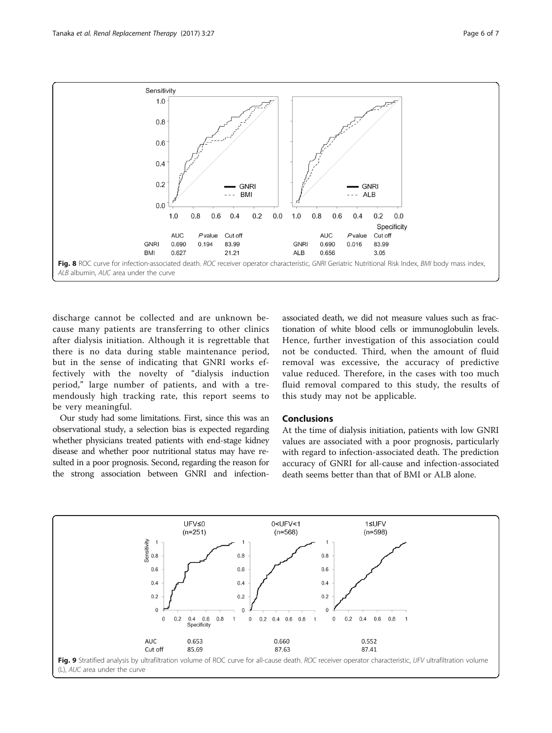Fig. 8 ROC curve for infection-associated death. *ROC* receiver operator characteristic, *GNRI* Geriatric Nutritional Risk Index, *BMI* body mass index, *ALB* albumin, *AUC* area under the curve

|  | AUC | *P* value | Cut off |
|---|---|---|---|
| GNRI | 0.690 | 0.194 | 83.99 |
| BMI | 0.627 |  | 21.21 |

|  | AUC | *P* value | Cut off |
|---|---|---|---|
| GNRI | 0.690 | 0.016 | 83.99 |
| ALB | 0.656 |  | 3.05 |

discharge cannot be collected and are unknown because many patients are transferring to other clinics after dialysis initiation. Although it is regrettable that there is no data during stable maintenance period, but in the sense of indicating that GNRI works effectively with the novelty of "dialysis induction period," large number of patients, and with a tremendously high tracking rate, this report seems to be very meaningful.

Our study had some limitations. First, since this was an observational study, a selection bias is expected regarding whether physicians treated patients with end-stage kidney disease and whether poor nutritional status may have resulted in a poor prognosis. Second, regarding the reason for the strong association between GNRI and infection-associated death, we did not measure values such as fractionation of white blood cells or immunoglobulin levels. Hence, further investigation of this association could not be conducted. Third, when the amount of fluid removal was excessive, the accuracy of predictive value reduced. Therefore, in the cases with too much fluid removal compared to this study, the results of this study may not be applicable.

## Conclusions

At the time of dialysis initiation, patients with low GNRI values are associated with a poor prognosis, particularly with regard to infection-associated death. The prediction accuracy of GNRI for all-cause and infection-associated death seems better than that of BMI or ALB alone.

|  | UFV≤0 (n=251) | 0<UFV<1 (n=568) | 1≤UFV (n=598) |
|---|---|---|---|
| AUC | 0.653 | 0.660 | 0.552 |
| Cut off | 85.69 | 87.63 | 87.41 |

Fig. 9 Stratified analysis by ultrafiltration volume of ROC curve for all-cause death. *ROC* receiver operator characteristic, *UFV* ultrafiltration volume (L), *AUC* area under the curve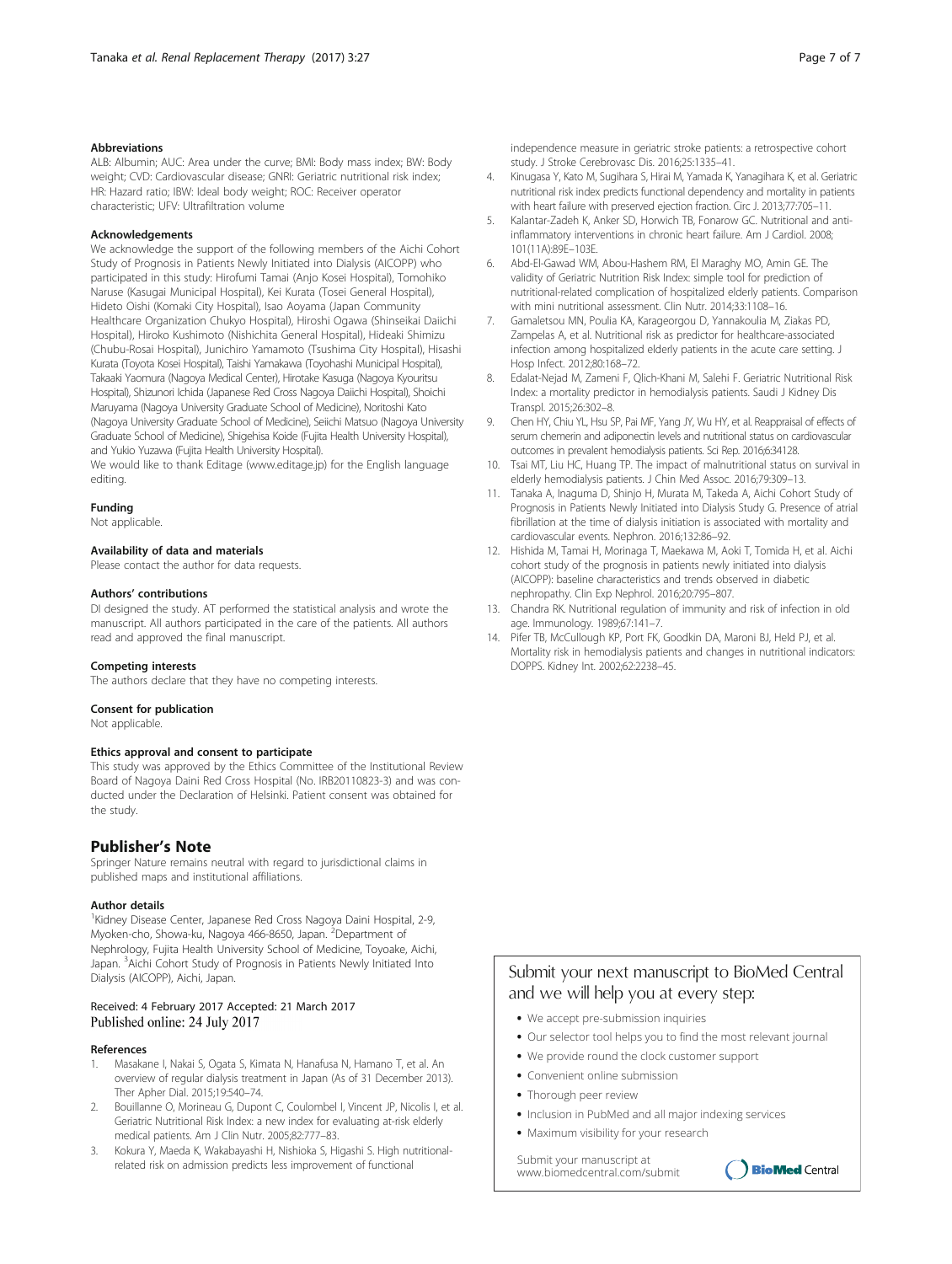### Abbreviations

ALB: Albumin; AUC: Area under the curve; BMI: Body mass index; BW: Body weight; CVD: Cardiovascular disease; GNRI: Geriatric nutritional risk index; HR: Hazard ratio; IBW: Ideal body weight; ROC: Receiver operator characteristic; UFV: Ultrafiltration volume

### Acknowledgements

We acknowledge the support of the following members of the Aichi Cohort Study of Prognosis in Patients Newly Initiated into Dialysis (AICOPP) who participated in this study: Hirofumi Tamai (Anjo Kosei Hospital), Tomohiko Naruse (Kasugai Municipal Hospital), Kei Kurata (Tosei General Hospital), Hideto Oishi (Komaki City Hospital), Isao Aoyama (Japan Community Healthcare Organization Chukyo Hospital), Hiroshi Ogawa (Shinseikai Daiichi Hospital), Hiroko Kushimoto (Nishichita General Hospital), Hideaki Shimizu (Chubu-Rosai Hospital), Junichiro Yamamoto (Tsushima City Hospital), Hisashi Kurata (Toyota Kosei Hospital), Taishi Yamakawa (Toyohashi Municipal Hospital), Takaaki Yaomura (Nagoya Medical Center), Hirotake Kasuga (Nagoya Kyouritsu Hospital), Shizunori Ichida (Japanese Red Cross Nagoya Daiichi Hospital), Shoichi Maruyama (Nagoya University Graduate School of Medicine), Noritoshi Kato (Nagoya University Graduate School of Medicine), Seiichi Matsuo (Nagoya University Graduate School of Medicine), Shigehisa Koide (Fujita Health University Hospital), and Yukio Yuzawa (Fujita Health University Hospital).

We would like to thank Editage (www.editage.jp) for the English language editing.

### Funding

Not applicable.

### Availability of data and materials

Please contact the author for data requests.

### Authors' contributions

DI designed the study. AT performed the statistical analysis and wrote the manuscript. All authors participated in the care of the patients. All authors read and approved the final manuscript.

### Competing interests

The authors declare that they have no competing interests.

### Consent for publication

Not applicable.

### Ethics approval and consent to participate

This study was approved by the Ethics Committee of the Institutional Review Board of Nagoya Daini Red Cross Hospital (No. IRB20110823-3) and was conducted under the Declaration of Helsinki. Patient consent was obtained for the study.

## Publisher's Note

Springer Nature remains neutral with regard to jurisdictional claims in published maps and institutional affiliations.

### Author details

[1]Kidney Disease Center, Japanese Red Cross Nagoya Daini Hospital, 2-9, Myoken-cho, Showa-ku, Nagoya 466-8650, Japan. [2]Department of Nephrology, Fujita Health University School of Medicine, Toyoake, Aichi, Japan. [3]Aichi Cohort Study of Prognosis in Patients Newly Initiated Into Dialysis (AICOPP), Aichi, Japan.

Received: 4 February 2017 Accepted: 21 March 2017
Published online: 24 July 2017

### References

1. Masakane I, Nakai S, Ogata S, Kimata N, Hanafusa N, Hamano T, et al. An overview of regular dialysis treatment in Japan (As of 31 December 2013). Ther Apher Dial. 2015;19:540–74.
2. Bouillanne O, Morineau G, Dupont C, Coulombel I, Vincent JP, Nicolis I, et al. Geriatric Nutritional Risk Index: a new index for evaluating at-risk elderly medical patients. Am J Clin Nutr. 2005;82:777–83.
3. Kokura Y, Maeda K, Wakabayashi H, Nishioka S, Higashi S. High nutritional-related risk on admission predicts less improvement of functional independence measure in geriatric stroke patients: a retrospective cohort study. J Stroke Cerebrovasc Dis. 2016;25:1335–41.
4. Kinugasa Y, Kato M, Sugihara S, Hirai M, Yamada K, Yanagihara K, et al. Geriatric nutritional risk index predicts functional dependency and mortality in patients with heart failure with preserved ejection fraction. Circ J. 2013;77:705–11.
5. Kalantar-Zadeh K, Anker SD, Horwich TB, Fonarow GC. Nutritional and anti-inflammatory interventions in chronic heart failure. Am J Cardiol. 2008; 101(11A):89E–103E.
6. Abd-El-Gawad WM, Abou-Hashem RM, El Maraghy MO, Amin GE. The validity of Geriatric Nutrition Risk Index: simple tool for prediction of nutritional-related complication of hospitalized elderly patients. Comparison with mini nutritional assessment. Clin Nutr. 2014;33:1108–16.
7. Gamaletsou MN, Poulia KA, Karageorgou D, Yannakoulia M, Ziakas PD, Zampelas A, et al. Nutritional risk as predictor for healthcare-associated infection among hospitalized elderly patients in the acute care setting. J Hosp Infect. 2012;80:168–72.
8. Edalat-Nejad M, Zameni F, Qlich-Khani M, Salehi F. Geriatric Nutritional Risk Index: a mortality predictor in hemodialysis patients. Saudi J Kidney Dis Transpl. 2015;26:302–8.
9. Chen HY, Chiu YL, Hsu SP, Pai MF, Yang JY, Wu HY, et al. Reappraisal of effects of serum chemerin and adiponectin levels and nutritional status on cardiovascular outcomes in prevalent hemodialysis patients. Sci Rep. 2016;6:34128.
10. Tsai MT, Liu HC, Huang TP. The impact of malnutritional status on survival in elderly hemodialysis patients. J Chin Med Assoc. 2016;79:309–13.
11. Tanaka A, Inaguma D, Shinjo H, Murata M, Takeda A, Aichi Cohort Study of Prognosis in Patients Newly Initiated into Dialysis Study G. Presence of atrial fibrillation at the time of dialysis initiation is associated with mortality and cardiovascular events. Nephron. 2016;132:86–92.
12. Hishida M, Tamai H, Morinaga T, Maekawa M, Aoki T, Tomida H, et al. Aichi cohort study of the prognosis in patients newly initiated into dialysis (AICOPP): baseline characteristics and trends observed in diabetic nephropathy. Clin Exp Nephrol. 2016;20:795–807.
13. Chandra RK. Nutritional regulation of immunity and risk of infection in old age. Immunology. 1989;67:141–7.
14. Pifer TB, McCullough KP, Port FK, Goodkin DA, Maroni BJ, Held PJ, et al. Mortality risk in hemodialysis patients and changes in nutritional indicators: DOPPS. Kidney Int. 2002;62:2238–45.